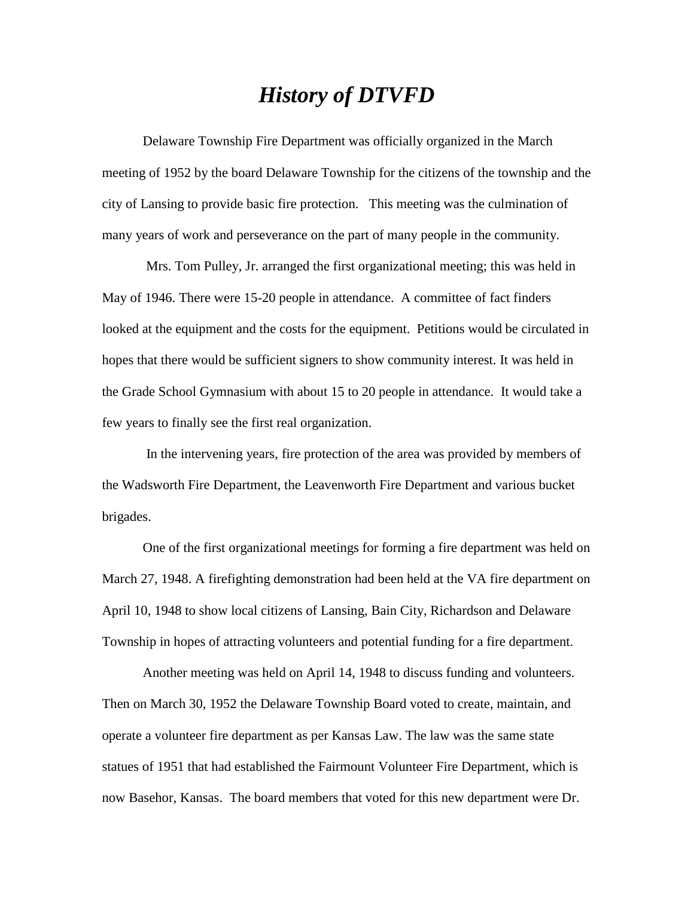# *History of DTVFD*

Delaware Township Fire Department was officially organized in the March meeting of 1952 by the board Delaware Township for the citizens of the township and the city of Lansing to provide basic fire protection. This meeting was the culmination of many years of work and perseverance on the part of many people in the community.

Mrs. Tom Pulley, Jr. arranged the first organizational meeting; this was held in May of 1946. There were 15-20 people in attendance. A committee of fact finders looked at the equipment and the costs for the equipment. Petitions would be circulated in hopes that there would be sufficient signers to show community interest. It was held in the Grade School Gymnasium with about 15 to 20 people in attendance. It would take a few years to finally see the first real organization.

In the intervening years, fire protection of the area was provided by members of the Wadsworth Fire Department, the Leavenworth Fire Department and various bucket brigades.

One of the first organizational meetings for forming a fire department was held on March 27, 1948. A firefighting demonstration had been held at the VA fire department on April 10, 1948 to show local citizens of Lansing, Bain City, Richardson and Delaware Township in hopes of attracting volunteers and potential funding for a fire department.

Another meeting was held on April 14, 1948 to discuss funding and volunteers. Then on March 30, 1952 the Delaware Township Board voted to create, maintain, and operate a volunteer fire department as per Kansas Law. The law was the same state statues of 1951 that had established the Fairmount Volunteer Fire Department, which is now Basehor, Kansas. The board members that voted for this new department were Dr.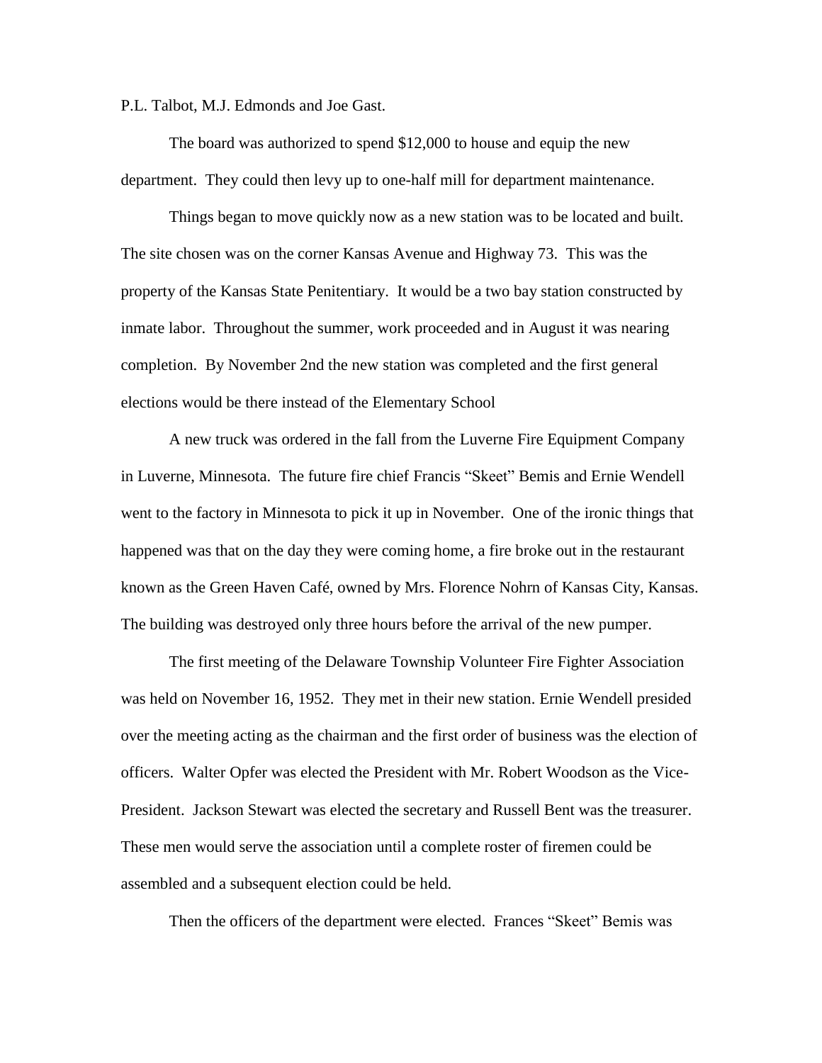P.L. Talbot, M.J. Edmonds and Joe Gast.

The board was authorized to spend $12,000 to house and equip the new department. They could then levy up to one-half mill for department maintenance.

Things began to move quickly now as a new station was to be located and built. The site chosen was on the corner Kansas Avenue and Highway 73. This was the property of the Kansas State Penitentiary. It would be a two bay station constructed by inmate labor. Throughout the summer, work proceeded and in August it was nearing completion. By November 2nd the new station was completed and the first general elections would be there instead of the Elementary School

A new truck was ordered in the fall from the Luverne Fire Equipment Company in Luverne, Minnesota. The future fire chief Francis "Skeet" Bemis and Ernie Wendell went to the factory in Minnesota to pick it up in November. One of the ironic things that happened was that on the day they were coming home, a fire broke out in the restaurant known as the Green Haven Café, owned by Mrs. Florence Nohrn of Kansas City, Kansas. The building was destroyed only three hours before the arrival of the new pumper.

The first meeting of the Delaware Township Volunteer Fire Fighter Association was held on November 16, 1952. They met in their new station. Ernie Wendell presided over the meeting acting as the chairman and the first order of business was the election of officers. Walter Opfer was elected the President with Mr. Robert Woodson as the Vice-President. Jackson Stewart was elected the secretary and Russell Bent was the treasurer. These men would serve the association until a complete roster of firemen could be assembled and a subsequent election could be held.

Then the officers of the department were elected. Frances "Skeet" Bemis was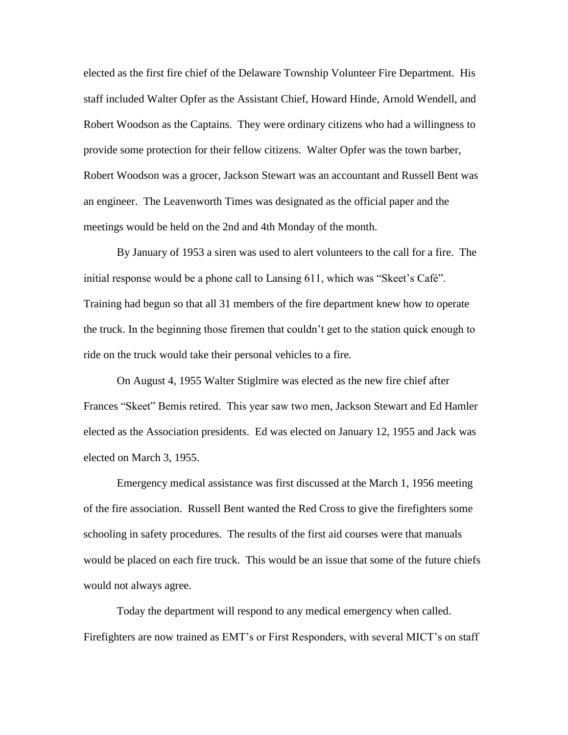elected as the first fire chief of the Delaware Township Volunteer Fire Department. His staff included Walter Opfer as the Assistant Chief, Howard Hinde, Arnold Wendell, and Robert Woodson as the Captains. They were ordinary citizens who had a willingness to provide some protection for their fellow citizens. Walter Opfer was the town barber, Robert Woodson was a grocer, Jackson Stewart was an accountant and Russell Bent was an engineer. The Leavenworth Times was designated as the official paper and the meetings would be held on the 2nd and 4th Monday of the month.

By January of 1953 a siren was used to alert volunteers to the call for a fire. The initial response would be a phone call to Lansing 611, which was "Skeet's Café". Training had begun so that all 31 members of the fire department knew how to operate the truck. In the beginning those firemen that couldn't get to the station quick enough to ride on the truck would take their personal vehicles to a fire.

On August 4, 1955 Walter Stiglmire was elected as the new fire chief after Frances "Skeet" Bemis retired. This year saw two men, Jackson Stewart and Ed Hamler elected as the Association presidents. Ed was elected on January 12, 1955 and Jack was elected on March 3, 1955.

Emergency medical assistance was first discussed at the March 1, 1956 meeting of the fire association. Russell Bent wanted the Red Cross to give the firefighters some schooling in safety procedures. The results of the first aid courses were that manuals would be placed on each fire truck. This would be an issue that some of the future chiefs would not always agree.

Today the department will respond to any medical emergency when called. Firefighters are now trained as EMT's or First Responders, with several MICT's on staff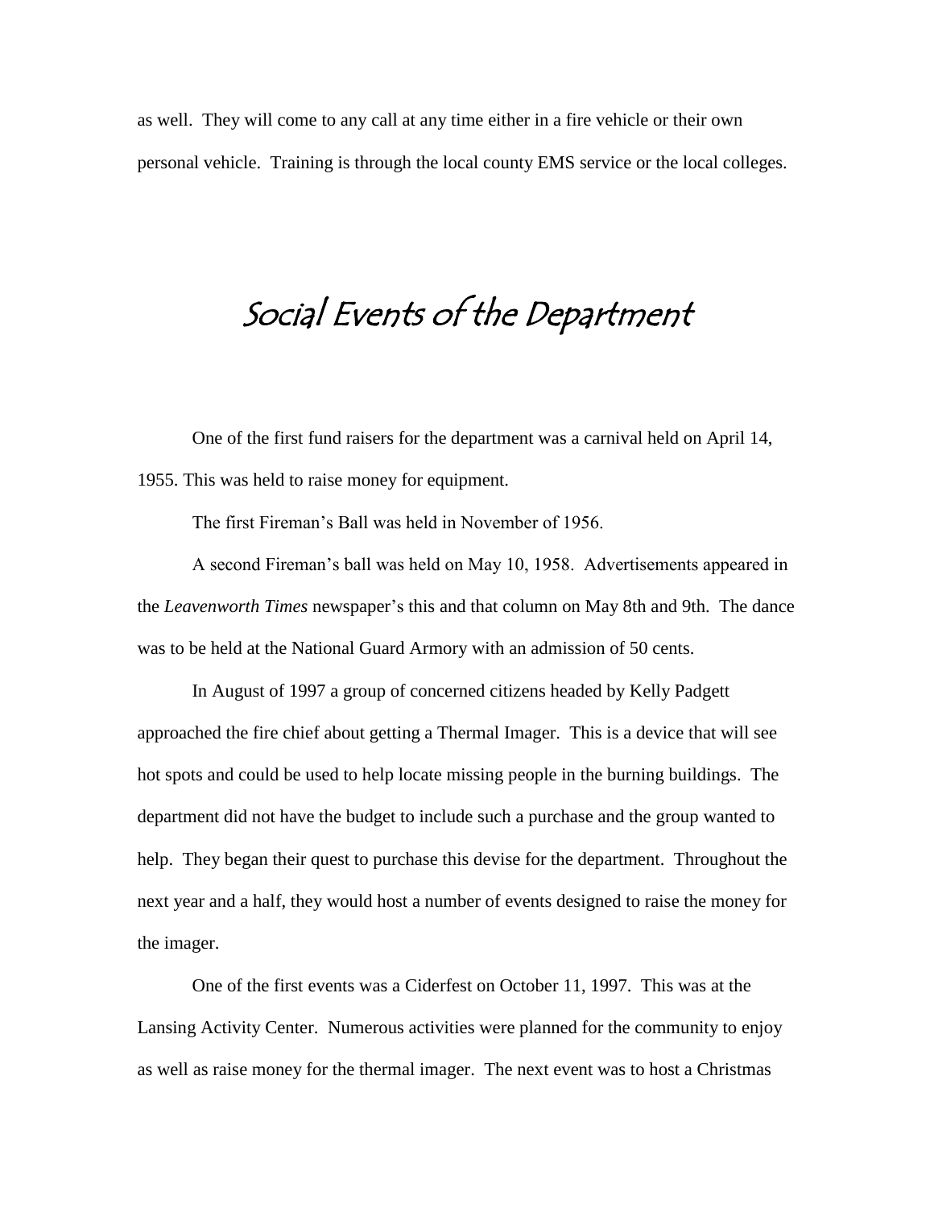as well. They will come to any call at any time either in a fire vehicle or their own personal vehicle. Training is through the local county EMS service or the local colleges.

# Social Events of the Department

One of the first fund raisers for the department was a carnival held on April 14, 1955. This was held to raise money for equipment.

The first Fireman's Ball was held in November of 1956.

A second Fireman's ball was held on May 10, 1958. Advertisements appeared in the *Leavenworth Times* newspaper's this and that column on May 8th and 9th. The dance was to be held at the National Guard Armory with an admission of 50 cents.

In August of 1997 a group of concerned citizens headed by Kelly Padgett approached the fire chief about getting a Thermal Imager. This is a device that will see hot spots and could be used to help locate missing people in the burning buildings. The department did not have the budget to include such a purchase and the group wanted to help. They began their quest to purchase this devise for the department. Throughout the next year and a half, they would host a number of events designed to raise the money for the imager.

One of the first events was a Ciderfest on October 11, 1997. This was at the Lansing Activity Center. Numerous activities were planned for the community to enjoy as well as raise money for the thermal imager. The next event was to host a Christmas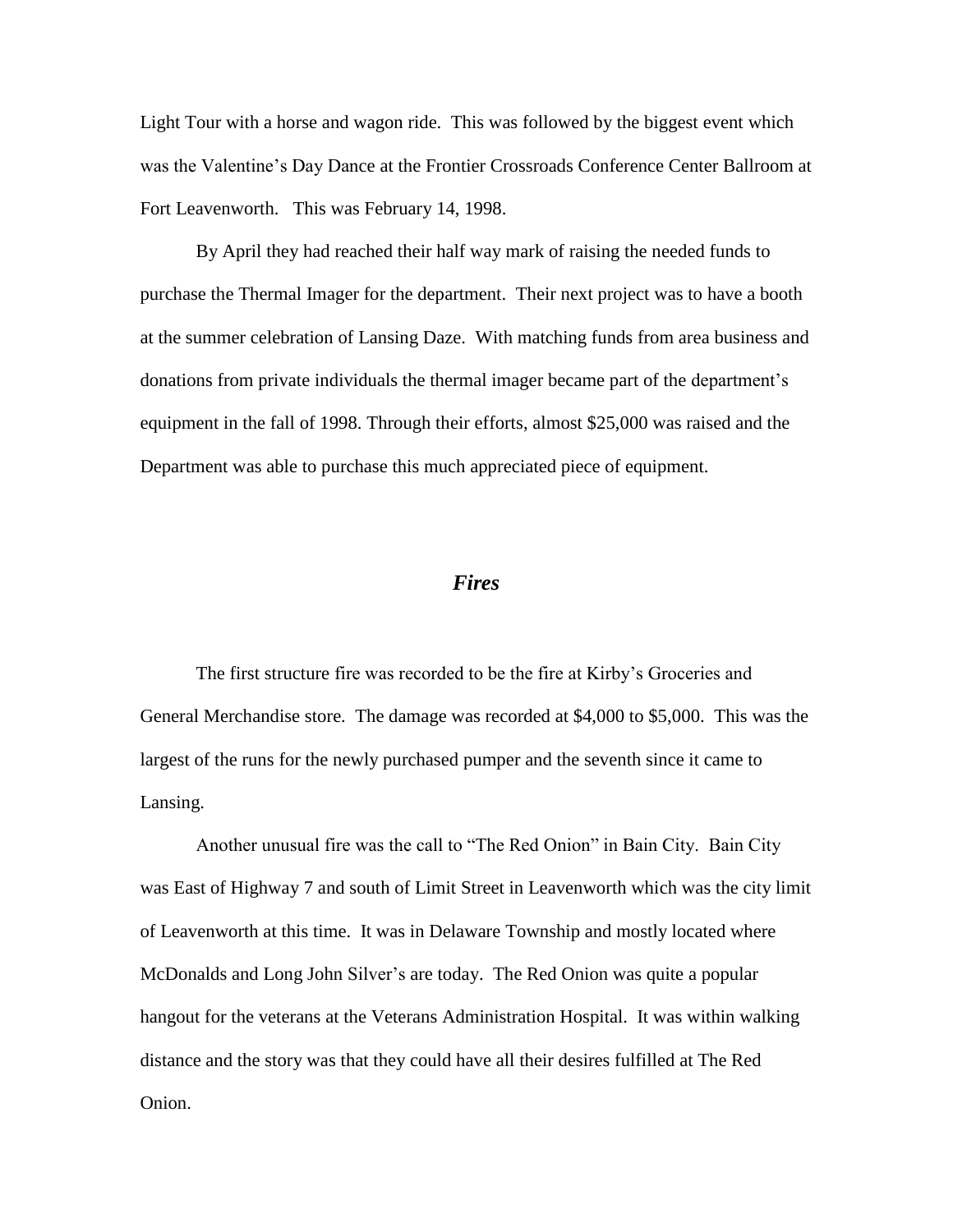Light Tour with a horse and wagon ride. This was followed by the biggest event which was the Valentine's Day Dance at the Frontier Crossroads Conference Center Ballroom at Fort Leavenworth. This was February 14, 1998.

By April they had reached their half way mark of raising the needed funds to purchase the Thermal Imager for the department. Their next project was to have a booth at the summer celebration of Lansing Daze. With matching funds from area business and donations from private individuals the thermal imager became part of the department's equipment in the fall of 1998. Through their efforts, almost $25,000 was raised and the Department was able to purchase this much appreciated piece of equipment.

## *Fires*

The first structure fire was recorded to be the fire at Kirby's Groceries and General Merchandise store. The damage was recorded at $4,000 to $5,000. This was the largest of the runs for the newly purchased pumper and the seventh since it came to Lansing.

Another unusual fire was the call to "The Red Onion" in Bain City. Bain City was East of Highway 7 and south of Limit Street in Leavenworth which was the city limit of Leavenworth at this time. It was in Delaware Township and mostly located where McDonalds and Long John Silver's are today. The Red Onion was quite a popular hangout for the veterans at the Veterans Administration Hospital. It was within walking distance and the story was that they could have all their desires fulfilled at The Red Onion.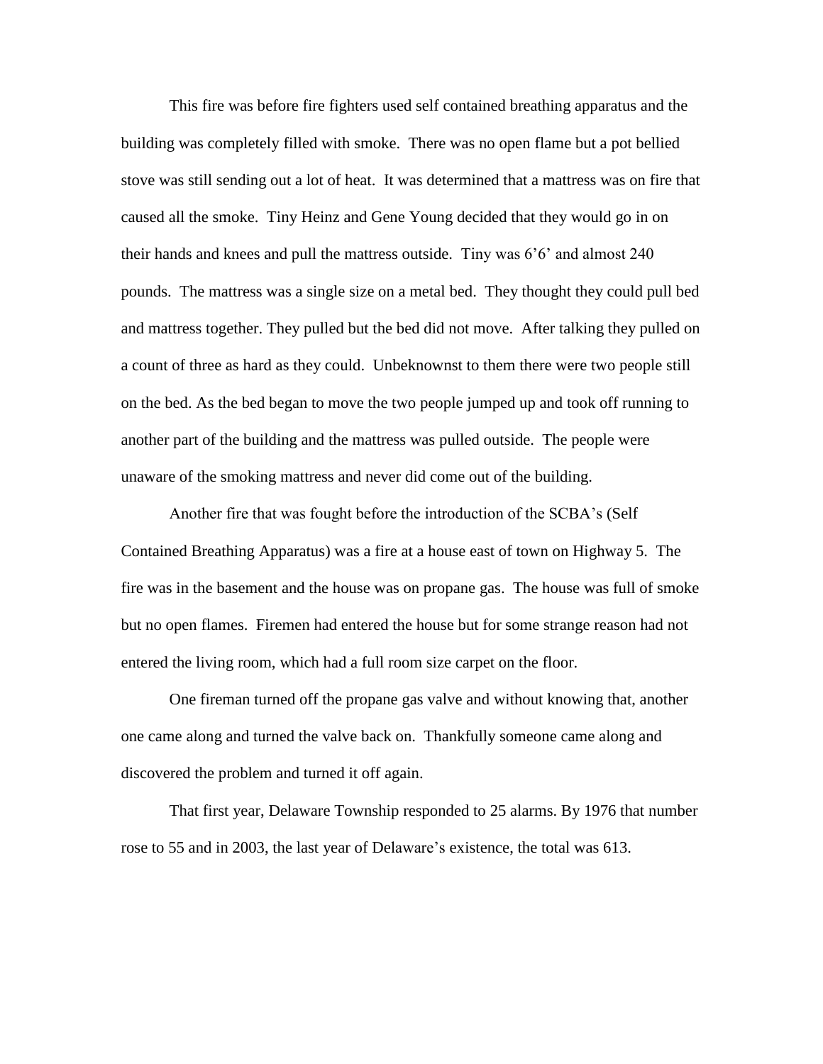This fire was before fire fighters used self contained breathing apparatus and the building was completely filled with smoke. There was no open flame but a pot bellied stove was still sending out a lot of heat. It was determined that a mattress was on fire that caused all the smoke. Tiny Heinz and Gene Young decided that they would go in on their hands and knees and pull the mattress outside. Tiny was 6'6' and almost 240 pounds. The mattress was a single size on a metal bed. They thought they could pull bed and mattress together. They pulled but the bed did not move. After talking they pulled on a count of three as hard as they could. Unbeknownst to them there were two people still on the bed. As the bed began to move the two people jumped up and took off running to another part of the building and the mattress was pulled outside. The people were unaware of the smoking mattress and never did come out of the building.

Another fire that was fought before the introduction of the SCBA's (Self Contained Breathing Apparatus) was a fire at a house east of town on Highway 5. The fire was in the basement and the house was on propane gas. The house was full of smoke but no open flames. Firemen had entered the house but for some strange reason had not entered the living room, which had a full room size carpet on the floor.

One fireman turned off the propane gas valve and without knowing that, another one came along and turned the valve back on. Thankfully someone came along and discovered the problem and turned it off again.

That first year, Delaware Township responded to 25 alarms. By 1976 that number rose to 55 and in 2003, the last year of Delaware's existence, the total was 613.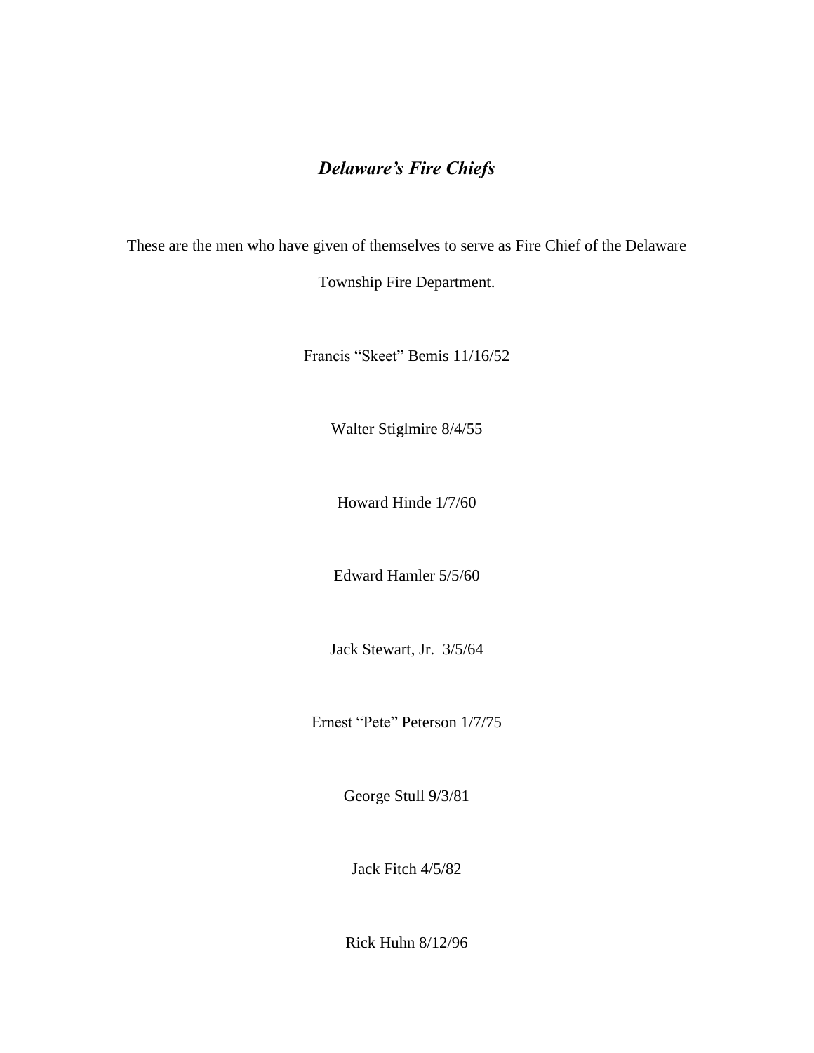## ***Delaware's Fire Chiefs***

These are the men who have given of themselves to serve as Fire Chief of the Delaware Township Fire Department.

Francis "Skeet" Bemis 11/16/52

Walter Stiglmire 8/4/55

Howard Hinde 1/7/60

Edward Hamler 5/5/60

Jack Stewart, Jr. 3/5/64

Ernest "Pete" Peterson 1/7/75

George Stull 9/3/81

Jack Fitch 4/5/82

Rick Huhn 8/12/96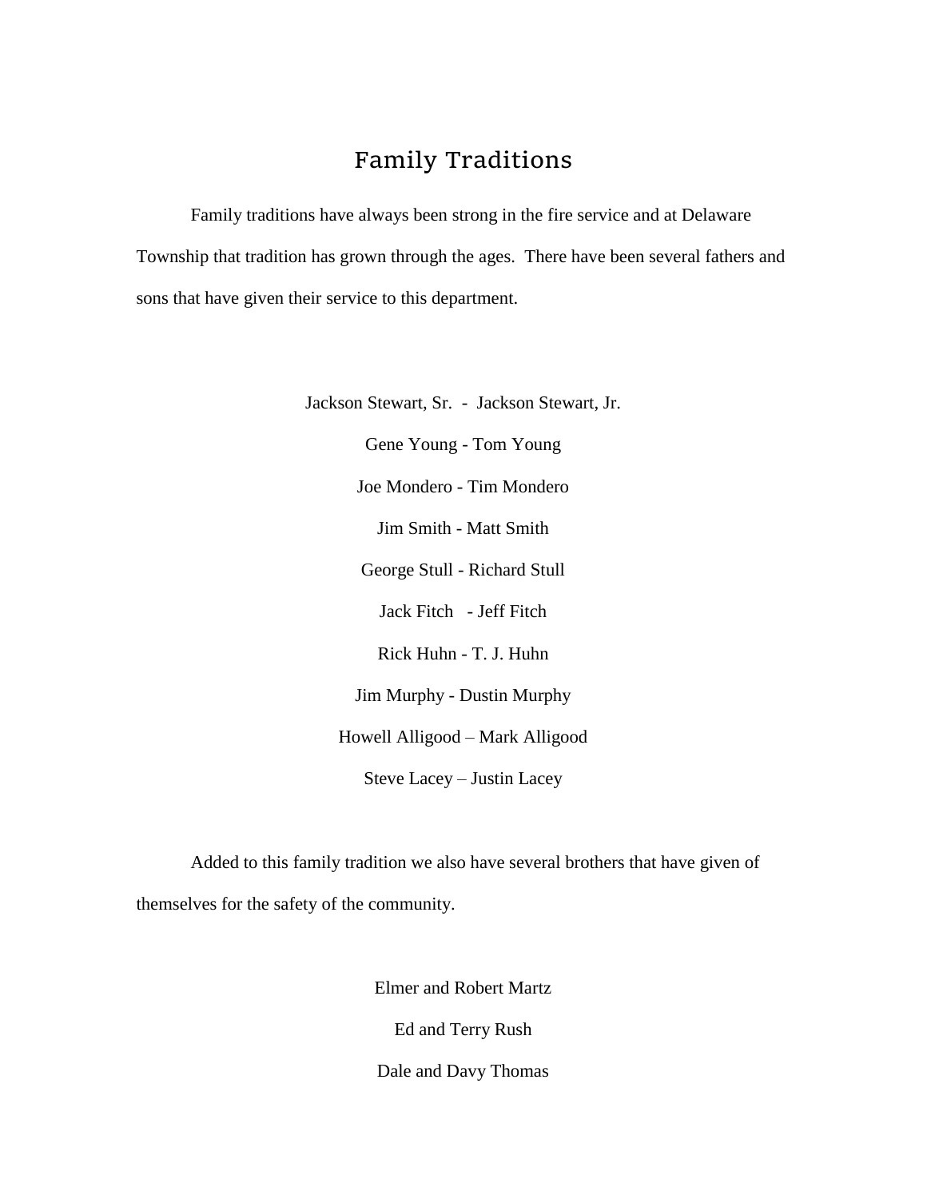# Family Traditions

Family traditions have always been strong in the fire service and at Delaware Township that tradition has grown through the ages. There have been several fathers and sons that have given their service to this department.

Jackson Stewart, Sr. - Jackson Stewart, Jr.

Gene Young - Tom Young

Joe Mondero - Tim Mondero

Jim Smith - Matt Smith

George Stull - Richard Stull

Jack Fitch - Jeff Fitch

Rick Huhn - T. J. Huhn

Jim Murphy - Dustin Murphy

Howell Alligood – Mark Alligood

Steve Lacey – Justin Lacey

Added to this family tradition we also have several brothers that have given of themselves for the safety of the community.

Elmer and Robert Martz

Ed and Terry Rush

Dale and Davy Thomas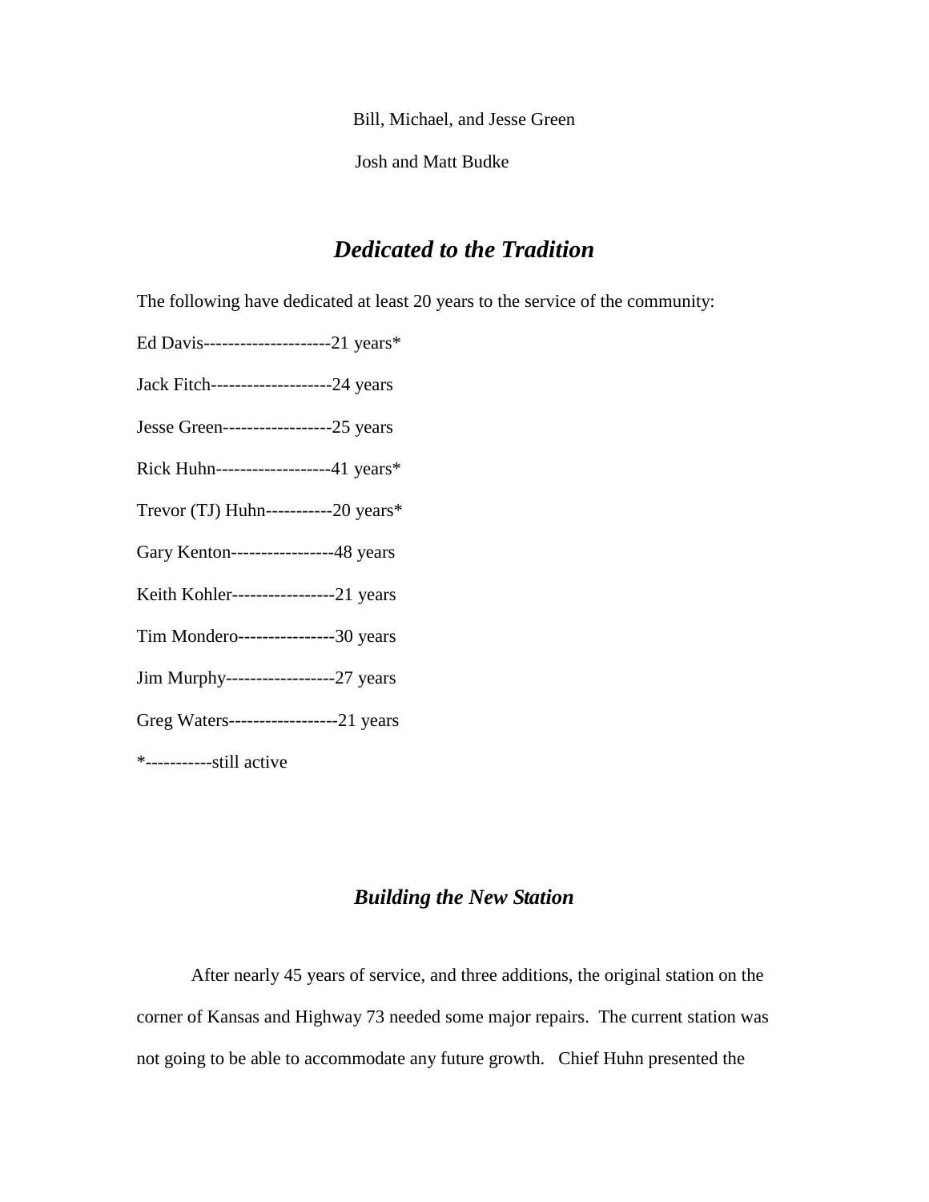Bill, Michael, and Jesse Green

Josh and Matt Budke

## *Dedicated to the Tradition*

The following have dedicated at least 20 years to the service of the community:

Ed Davis---------------------21 years*

Jack Fitch--------------------24 years

Jesse Green------------------25 years

Rick Huhn-------------------41 years*

Trevor (TJ) Huhn-----------20 years*

Gary Kenton-----------------48 years

Keith Kohler-----------------21 years

Tim Mondero----------------30 years

Jim Murphy------------------27 years

Greg Waters------------------21 years

*-----------still active

## *Building the New Station*

After nearly 45 years of service, and three additions, the original station on the corner of Kansas and Highway 73 needed some major repairs. The current station was not going to be able to accommodate any future growth. Chief Huhn presented the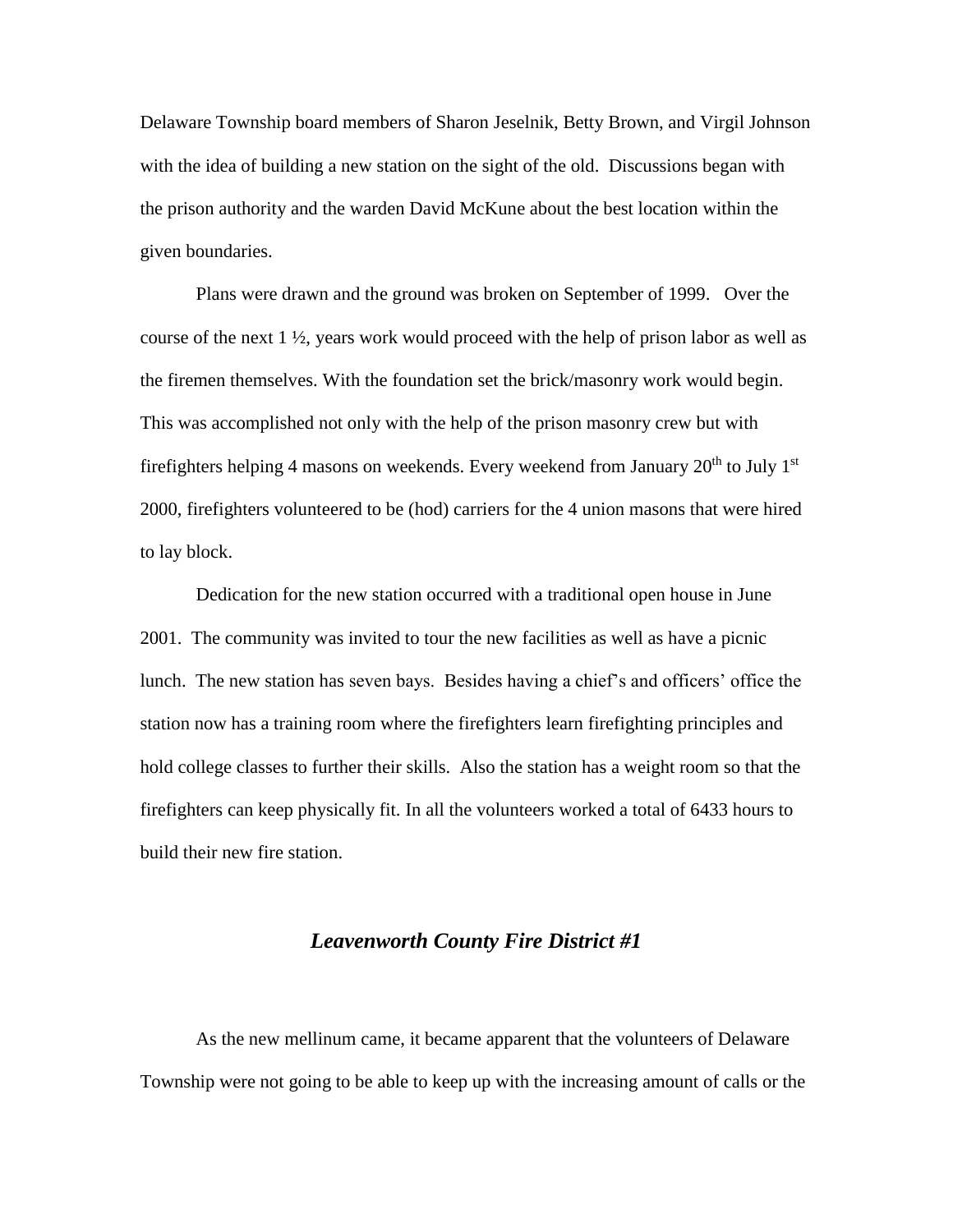Delaware Township board members of Sharon Jeselnik, Betty Brown, and Virgil Johnson with the idea of building a new station on the sight of the old. Discussions began with the prison authority and the warden David McKune about the best location within the given boundaries.

Plans were drawn and the ground was broken on September of 1999. Over the course of the next 1 ½, years work would proceed with the help of prison labor as well as the firemen themselves. With the foundation set the brick/masonry work would begin. This was accomplished not only with the help of the prison masonry crew but with firefighters helping 4 masons on weekends. Every weekend from January 20th to July 1st 2000, firefighters volunteered to be (hod) carriers for the 4 union masons that were hired to lay block.

Dedication for the new station occurred with a traditional open house in June 2001. The community was invited to tour the new facilities as well as have a picnic lunch. The new station has seven bays. Besides having a chief's and officers' office the station now has a training room where the firefighters learn firefighting principles and hold college classes to further their skills. Also the station has a weight room so that the firefighters can keep physically fit. In all the volunteers worked a total of 6433 hours to build their new fire station.

## *Leavenworth County Fire District #1*

As the new mellinum came, it became apparent that the volunteers of Delaware Township were not going to be able to keep up with the increasing amount of calls or the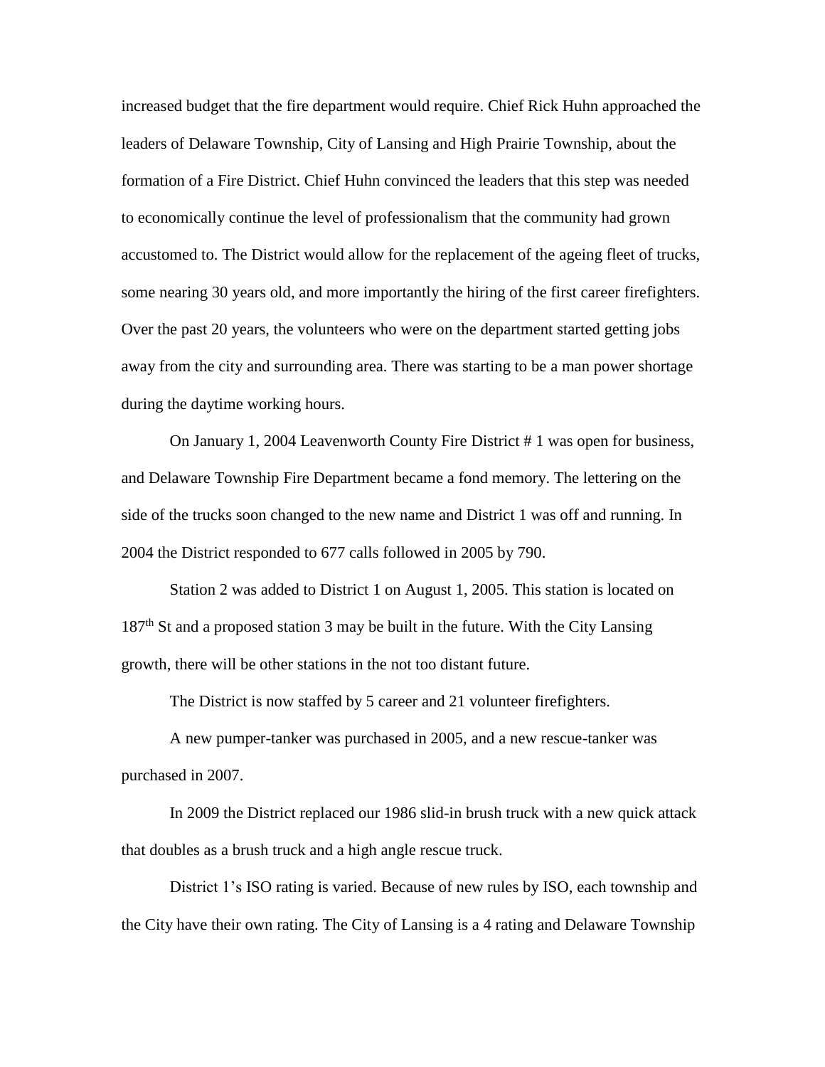increased budget that the fire department would require. Chief Rick Huhn approached the leaders of Delaware Township, City of Lansing and High Prairie Township, about the formation of a Fire District. Chief Huhn convinced the leaders that this step was needed to economically continue the level of professionalism that the community had grown accustomed to. The District would allow for the replacement of the ageing fleet of trucks, some nearing 30 years old, and more importantly the hiring of the first career firefighters. Over the past 20 years, the volunteers who were on the department started getting jobs away from the city and surrounding area. There was starting to be a man power shortage during the daytime working hours.

On January 1, 2004 Leavenworth County Fire District # 1 was open for business, and Delaware Township Fire Department became a fond memory. The lettering on the side of the trucks soon changed to the new name and District 1 was off and running. In 2004 the District responded to 677 calls followed in 2005 by 790.

Station 2 was added to District 1 on August 1, 2005. This station is located on 187th St and a proposed station 3 may be built in the future. With the City Lansing growth, there will be other stations in the not too distant future.

The District is now staffed by 5 career and 21 volunteer firefighters.

A new pumper-tanker was purchased in 2005, and a new rescue-tanker was purchased in 2007.

In 2009 the District replaced our 1986 slid-in brush truck with a new quick attack that doubles as a brush truck and a high angle rescue truck.

District 1's ISO rating is varied. Because of new rules by ISO, each township and the City have their own rating. The City of Lansing is a 4 rating and Delaware Township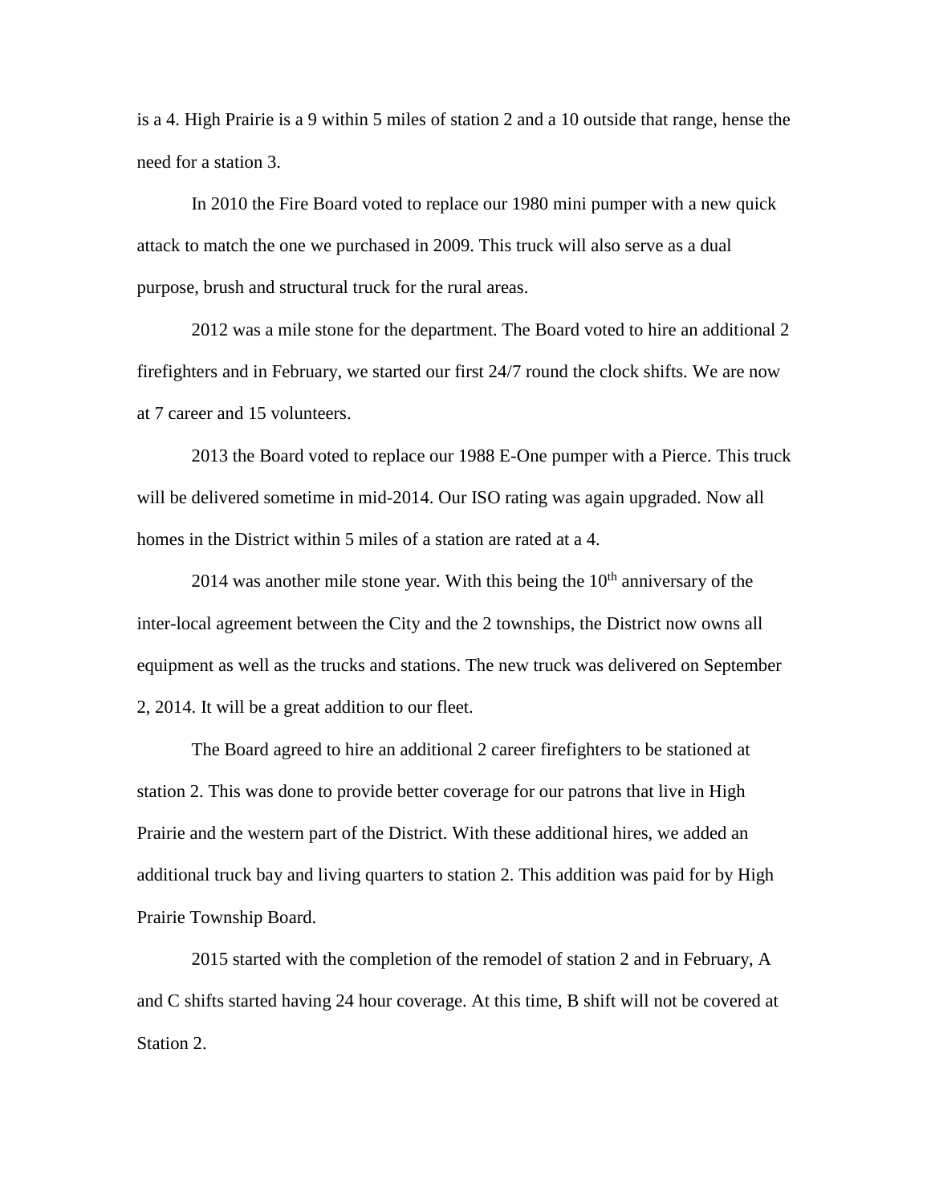is a 4. High Prairie is a 9 within 5 miles of station 2 and a 10 outside that range, hense the need for a station 3.

In 2010 the Fire Board voted to replace our 1980 mini pumper with a new quick attack to match the one we purchased in 2009. This truck will also serve as a dual purpose, brush and structural truck for the rural areas.

2012 was a mile stone for the department. The Board voted to hire an additional 2 firefighters and in February, we started our first 24/7 round the clock shifts. We are now at 7 career and 15 volunteers.

2013 the Board voted to replace our 1988 E-One pumper with a Pierce. This truck will be delivered sometime in mid-2014. Our ISO rating was again upgraded. Now all homes in the District within 5 miles of a station are rated at a 4.

2014 was another mile stone year. With this being the 10th anniversary of the inter-local agreement between the City and the 2 townships, the District now owns all equipment as well as the trucks and stations. The new truck was delivered on September 2, 2014. It will be a great addition to our fleet.

The Board agreed to hire an additional 2 career firefighters to be stationed at station 2. This was done to provide better coverage for our patrons that live in High Prairie and the western part of the District. With these additional hires, we added an additional truck bay and living quarters to station 2. This addition was paid for by High Prairie Township Board.

2015 started with the completion of the remodel of station 2 and in February, A and C shifts started having 24 hour coverage. At this time, B shift will not be covered at Station 2.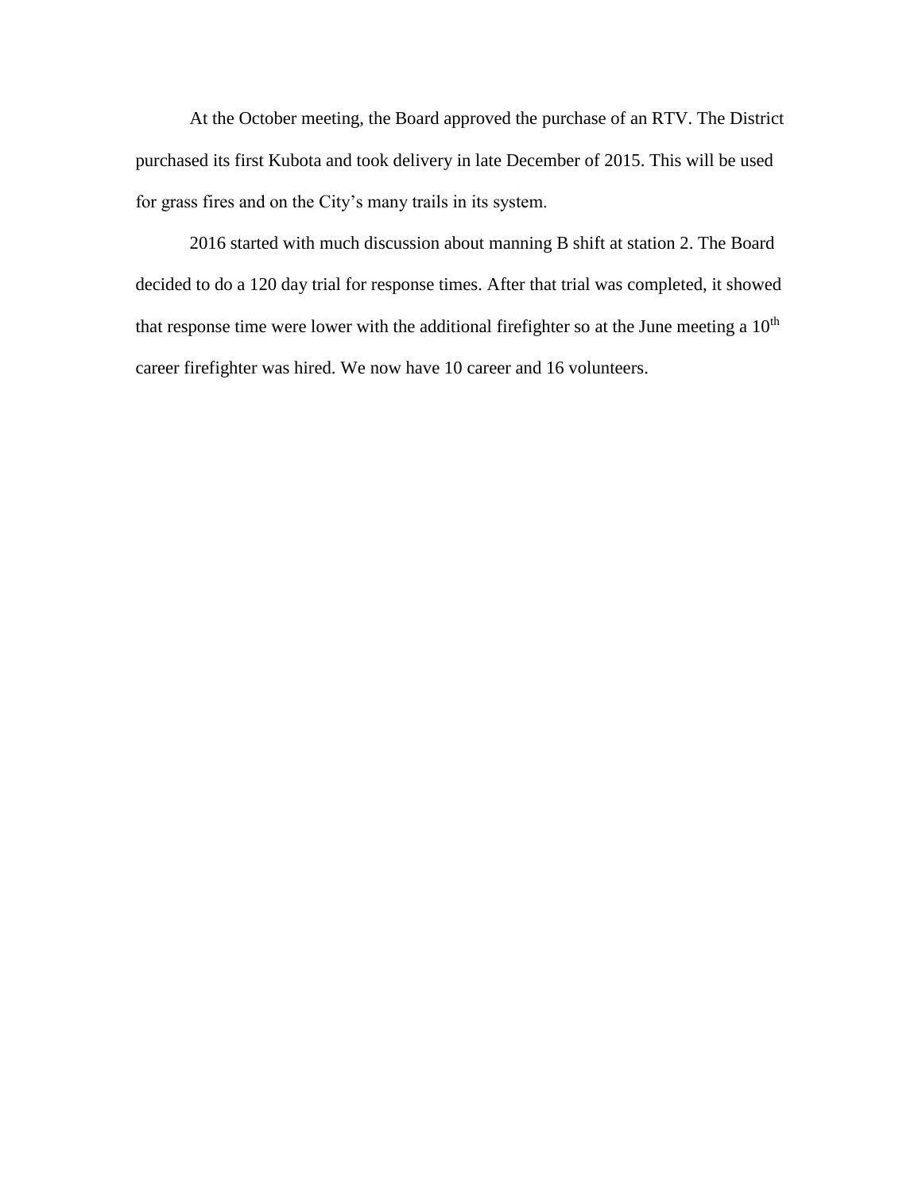At the October meeting, the Board approved the purchase of an RTV. The District purchased its first Kubota and took delivery in late December of 2015. This will be used for grass fires and on the City's many trails in its system.

2016 started with much discussion about manning B shift at station 2. The Board decided to do a 120 day trial for response times. After that trial was completed, it showed that response time were lower with the additional firefighter so at the June meeting a 10th career firefighter was hired. We now have 10 career and 16 volunteers.